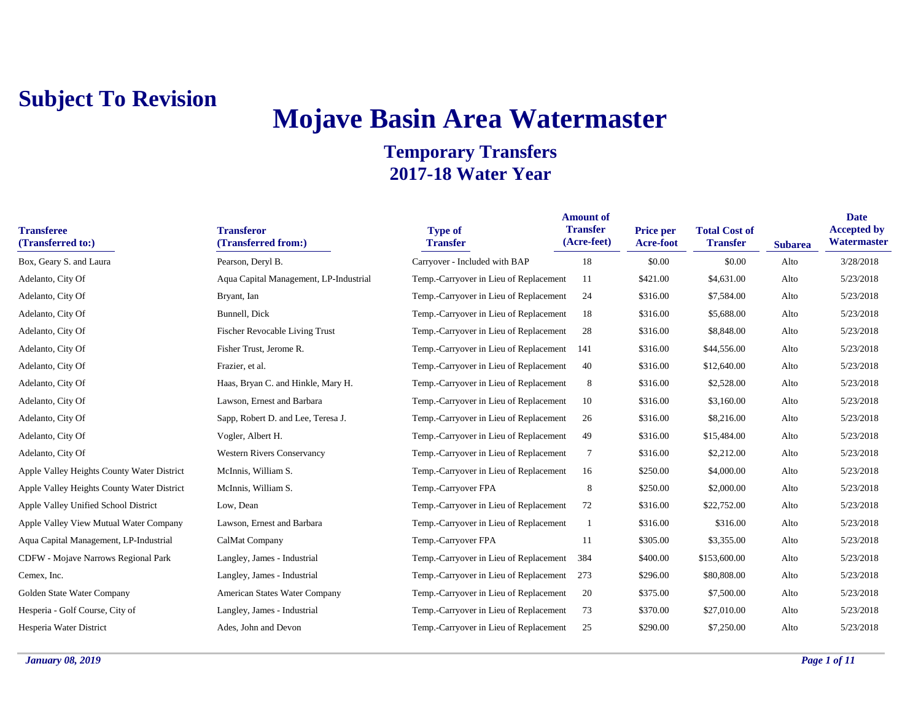**Subject To Revision**

# Mojave Basin Area Watermaster

## Temporary Transfers
## 2017-18 Water Year

| Transferee (Transferred to:) | Transferor (Transferred from:) | Type of Transfer | Amount of Transfer (Acre-feet) | Price per Acre-foot | Total Cost of Transfer | Subarea | Date Accepted by Watermaster |
|---|---|---|---|---|---|---|---|
| Box, Geary S. and Laura | Pearson, Deryl B. | Carryover - Included with BAP | 18 | $0.00 | $0.00 | Alto | 3/28/2018 |
| Adelanto, City Of | Aqua Capital Management, LP-Industrial | Temp.-Carryover in Lieu of Replacement | 11 | $421.00 | $4,631.00 | Alto | 5/23/2018 |
| Adelanto, City Of | Bryant, Ian | Temp.-Carryover in Lieu of Replacement | 24 | $316.00 | $7,584.00 | Alto | 5/23/2018 |
| Adelanto, City Of | Bunnell, Dick | Temp.-Carryover in Lieu of Replacement | 18 | $316.00 | $5,688.00 | Alto | 5/23/2018 |
| Adelanto, City Of | Fischer Revocable Living Trust | Temp.-Carryover in Lieu of Replacement | 28 | $316.00 | $8,848.00 | Alto | 5/23/2018 |
| Adelanto, City Of | Fisher Trust, Jerome R. | Temp.-Carryover in Lieu of Replacement | 141 | $316.00 | $44,556.00 | Alto | 5/23/2018 |
| Adelanto, City Of | Frazier, et al. | Temp.-Carryover in Lieu of Replacement | 40 | $316.00 | $12,640.00 | Alto | 5/23/2018 |
| Adelanto, City Of | Haas, Bryan C. and Hinkle, Mary H. | Temp.-Carryover in Lieu of Replacement | 8 | $316.00 | $2,528.00 | Alto | 5/23/2018 |
| Adelanto, City Of | Lawson, Ernest and Barbara | Temp.-Carryover in Lieu of Replacement | 10 | $316.00 | $3,160.00 | Alto | 5/23/2018 |
| Adelanto, City Of | Sapp, Robert D. and Lee, Teresa J. | Temp.-Carryover in Lieu of Replacement | 26 | $316.00 | $8,216.00 | Alto | 5/23/2018 |
| Adelanto, City Of | Vogler, Albert H. | Temp.-Carryover in Lieu of Replacement | 49 | $316.00 | $15,484.00 | Alto | 5/23/2018 |
| Adelanto, City Of | Western Rivers Conservancy | Temp.-Carryover in Lieu of Replacement | 7 | $316.00 | $2,212.00 | Alto | 5/23/2018 |
| Apple Valley Heights County Water District | McInnis, William S. | Temp.-Carryover in Lieu of Replacement | 16 | $250.00 | $4,000.00 | Alto | 5/23/2018 |
| Apple Valley Heights County Water District | McInnis, William S. | Temp.-Carryover FPA | 8 | $250.00 | $2,000.00 | Alto | 5/23/2018 |
| Apple Valley Unified School District | Low, Dean | Temp.-Carryover in Lieu of Replacement | 72 | $316.00 | $22,752.00 | Alto | 5/23/2018 |
| Apple Valley View Mutual Water Company | Lawson, Ernest and Barbara | Temp.-Carryover in Lieu of Replacement | 1 | $316.00 | $316.00 | Alto | 5/23/2018 |
| Aqua Capital Management, LP-Industrial | CalMat Company | Temp.-Carryover FPA | 11 | $305.00 | $3,355.00 | Alto | 5/23/2018 |
| CDFW - Mojave Narrows Regional Park | Langley, James - Industrial | Temp.-Carryover in Lieu of Replacement | 384 | $400.00 | $153,600.00 | Alto | 5/23/2018 |
| Cemex, Inc. | Langley, James - Industrial | Temp.-Carryover in Lieu of Replacement | 273 | $296.00 | $80,808.00 | Alto | 5/23/2018 |
| Golden State Water Company | American States Water Company | Temp.-Carryover in Lieu of Replacement | 20 | $375.00 | $7,500.00 | Alto | 5/23/2018 |
| Hesperia - Golf Course, City of | Langley, James - Industrial | Temp.-Carryover in Lieu of Replacement | 73 | $370.00 | $27,010.00 | Alto | 5/23/2018 |
| Hesperia Water District | Ades, John and Devon | Temp.-Carryover in Lieu of Replacement | 25 | $290.00 | $7,250.00 | Alto | 5/23/2018 |

*January 08, 2019*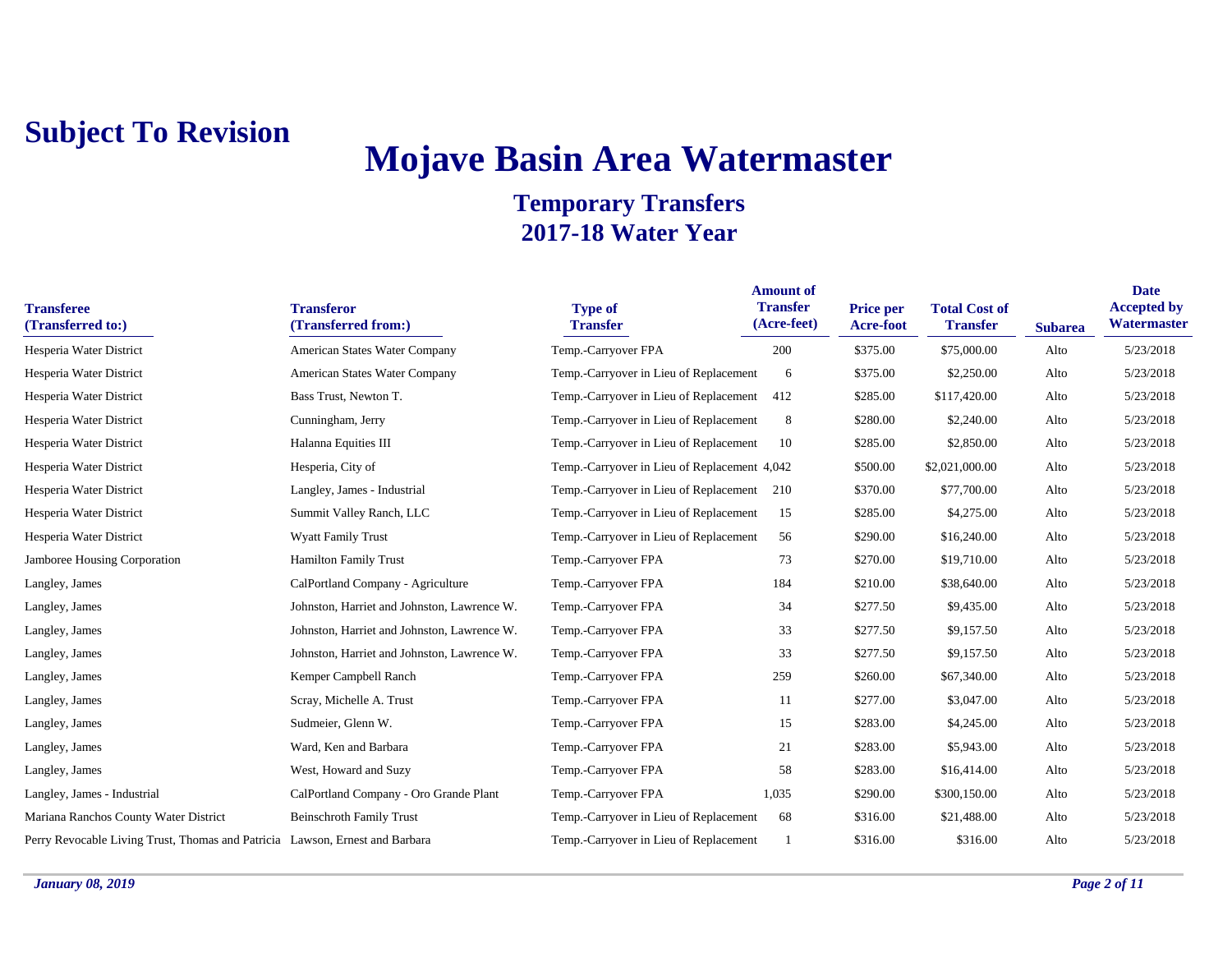**Subject To Revision**

# Mojave Basin Area Watermaster

## Temporary Transfers
## 2017-18 Water Year

| Transferee (Transferred to:) | Transferor (Transferred from:) | Type of Transfer | Amount of Transfer (Acre-feet) | Price per Acre-foot | Total Cost of Transfer | Subarea | Date Accepted by Watermaster |
|---|---|---|---|---|---|---|---|
| Hesperia Water District | American States Water Company | Temp.-Carryover FPA | 200 | $375.00 | $75,000.00 | Alto | 5/23/2018 |
| Hesperia Water District | American States Water Company | Temp.-Carryover in Lieu of Replacement | 6 | $375.00 | $2,250.00 | Alto | 5/23/2018 |
| Hesperia Water District | Bass Trust, Newton T. | Temp.-Carryover in Lieu of Replacement | 412 | $285.00 | $117,420.00 | Alto | 5/23/2018 |
| Hesperia Water District | Cunningham, Jerry | Temp.-Carryover in Lieu of Replacement | 8 | $280.00 | $2,240.00 | Alto | 5/23/2018 |
| Hesperia Water District | Halanna Equities III | Temp.-Carryover in Lieu of Replacement | 10 | $285.00 | $2,850.00 | Alto | 5/23/2018 |
| Hesperia Water District | Hesperia, City of | Temp.-Carryover in Lieu of Replacement | 4,042 | $500.00 | $2,021,000.00 | Alto | 5/23/2018 |
| Hesperia Water District | Langley, James - Industrial | Temp.-Carryover in Lieu of Replacement | 210 | $370.00 | $77,700.00 | Alto | 5/23/2018 |
| Hesperia Water District | Summit Valley Ranch, LLC | Temp.-Carryover in Lieu of Replacement | 15 | $285.00 | $4,275.00 | Alto | 5/23/2018 |
| Hesperia Water District | Wyatt Family Trust | Temp.-Carryover in Lieu of Replacement | 56 | $290.00 | $16,240.00 | Alto | 5/23/2018 |
| Jamboree Housing Corporation | Hamilton Family Trust | Temp.-Carryover FPA | 73 | $270.00 | $19,710.00 | Alto | 5/23/2018 |
| Langley, James | CalPortland Company - Agriculture | Temp.-Carryover FPA | 184 | $210.00 | $38,640.00 | Alto | 5/23/2018 |
| Langley, James | Johnston, Harriet and Johnston, Lawrence W. | Temp.-Carryover FPA | 34 | $277.50 | $9,435.00 | Alto | 5/23/2018 |
| Langley, James | Johnston, Harriet and Johnston, Lawrence W. | Temp.-Carryover FPA | 33 | $277.50 | $9,157.50 | Alto | 5/23/2018 |
| Langley, James | Johnston, Harriet and Johnston, Lawrence W. | Temp.-Carryover FPA | 33 | $277.50 | $9,157.50 | Alto | 5/23/2018 |
| Langley, James | Kemper Campbell Ranch | Temp.-Carryover FPA | 259 | $260.00 | $67,340.00 | Alto | 5/23/2018 |
| Langley, James | Scray, Michelle A. Trust | Temp.-Carryover FPA | 11 | $277.00 | $3,047.00 | Alto | 5/23/2018 |
| Langley, James | Sudmeier, Glenn W. | Temp.-Carryover FPA | 15 | $283.00 | $4,245.00 | Alto | 5/23/2018 |
| Langley, James | Ward, Ken and Barbara | Temp.-Carryover FPA | 21 | $283.00 | $5,943.00 | Alto | 5/23/2018 |
| Langley, James | West, Howard and Suzy | Temp.-Carryover FPA | 58 | $283.00 | $16,414.00 | Alto | 5/23/2018 |
| Langley, James - Industrial | CalPortland Company - Oro Grande Plant | Temp.-Carryover FPA | 1,035 | $290.00 | $300,150.00 | Alto | 5/23/2018 |
| Mariana Ranchos County Water District | Beinschroth Family Trust | Temp.-Carryover in Lieu of Replacement | 68 | $316.00 | $21,488.00 | Alto | 5/23/2018 |
| Perry Revocable Living Trust, Thomas and Patricia | Lawson, Ernest and Barbara | Temp.-Carryover in Lieu of Replacement | 1 | $316.00 | $316.00 | Alto | 5/23/2018 |

*January 08, 2019*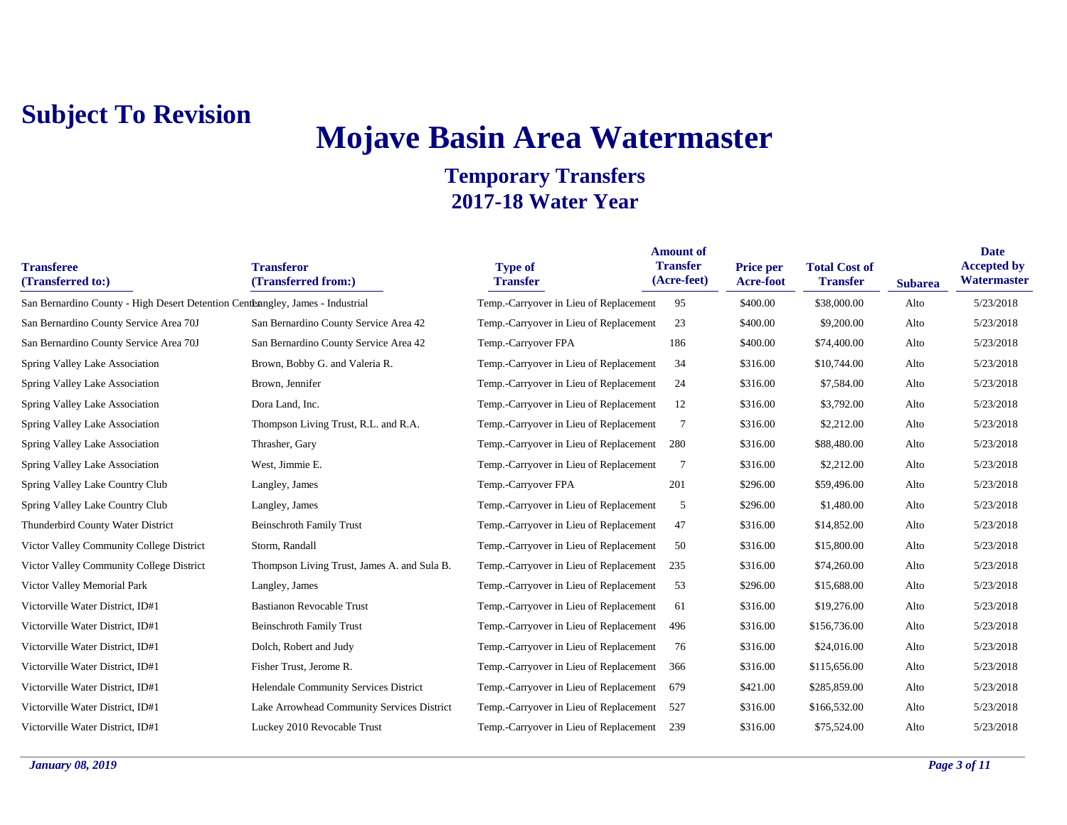**Subject To Revision**

# Mojave Basin Area Watermaster

## Temporary Transfers
## 2017-18 Water Year

| Transferee (Transferred to:) | Transferor (Transferred from:) | Type of Transfer | Amount of Transfer (Acre-feet) | Price per Acre-foot | Total Cost of Transfer | Subarea | Date Accepted by Watermaster |
|---|---|---|---|---|---|---|---|
| San Bernardino County - High Desert Detention Center | Langley, James - Industrial | Temp.-Carryover in Lieu of Replacement | 95 | $400.00 | $38,000.00 | Alto | 5/23/2018 |
| San Bernardino County Service Area 70J | San Bernardino County Service Area 42 | Temp.-Carryover in Lieu of Replacement | 23 | $400.00 | $9,200.00 | Alto | 5/23/2018 |
| San Bernardino County Service Area 70J | San Bernardino County Service Area 42 | Temp.-Carryover FPA | 186 | $400.00 | $74,400.00 | Alto | 5/23/2018 |
| Spring Valley Lake Association | Brown, Bobby G. and Valeria R. | Temp.-Carryover in Lieu of Replacement | 34 | $316.00 | $10,744.00 | Alto | 5/23/2018 |
| Spring Valley Lake Association | Brown, Jennifer | Temp.-Carryover in Lieu of Replacement | 24 | $316.00 | $7,584.00 | Alto | 5/23/2018 |
| Spring Valley Lake Association | Dora Land, Inc. | Temp.-Carryover in Lieu of Replacement | 12 | $316.00 | $3,792.00 | Alto | 5/23/2018 |
| Spring Valley Lake Association | Thompson Living Trust, R.L. and R.A. | Temp.-Carryover in Lieu of Replacement | 7 | $316.00 | $2,212.00 | Alto | 5/23/2018 |
| Spring Valley Lake Association | Thrasher, Gary | Temp.-Carryover in Lieu of Replacement | 280 | $316.00 | $88,480.00 | Alto | 5/23/2018 |
| Spring Valley Lake Association | West, Jimmie E. | Temp.-Carryover in Lieu of Replacement | 7 | $316.00 | $2,212.00 | Alto | 5/23/2018 |
| Spring Valley Lake Country Club | Langley, James | Temp.-Carryover FPA | 201 | $296.00 | $59,496.00 | Alto | 5/23/2018 |
| Spring Valley Lake Country Club | Langley, James | Temp.-Carryover in Lieu of Replacement | 5 | $296.00 | $1,480.00 | Alto | 5/23/2018 |
| Thunderbird County Water District | Beinschroth Family Trust | Temp.-Carryover in Lieu of Replacement | 47 | $316.00 | $14,852.00 | Alto | 5/23/2018 |
| Victor Valley Community College District | Storm, Randall | Temp.-Carryover in Lieu of Replacement | 50 | $316.00 | $15,800.00 | Alto | 5/23/2018 |
| Victor Valley Community College District | Thompson Living Trust, James A. and Sula B. | Temp.-Carryover in Lieu of Replacement | 235 | $316.00 | $74,260.00 | Alto | 5/23/2018 |
| Victor Valley Memorial Park | Langley, James | Temp.-Carryover in Lieu of Replacement | 53 | $296.00 | $15,688.00 | Alto | 5/23/2018 |
| Victorville Water District, ID#1 | Bastianon Revocable Trust | Temp.-Carryover in Lieu of Replacement | 61 | $316.00 | $19,276.00 | Alto | 5/23/2018 |
| Victorville Water District, ID#1 | Beinschroth Family Trust | Temp.-Carryover in Lieu of Replacement | 496 | $316.00 | $156,736.00 | Alto | 5/23/2018 |
| Victorville Water District, ID#1 | Dolch, Robert and Judy | Temp.-Carryover in Lieu of Replacement | 76 | $316.00 | $24,016.00 | Alto | 5/23/2018 |
| Victorville Water District, ID#1 | Fisher Trust, Jerome R. | Temp.-Carryover in Lieu of Replacement | 366 | $316.00 | $115,656.00 | Alto | 5/23/2018 |
| Victorville Water District, ID#1 | Helendale Community Services District | Temp.-Carryover in Lieu of Replacement | 679 | $421.00 | $285,859.00 | Alto | 5/23/2018 |
| Victorville Water District, ID#1 | Lake Arrowhead Community Services District | Temp.-Carryover in Lieu of Replacement | 527 | $316.00 | $166,532.00 | Alto | 5/23/2018 |
| Victorville Water District, ID#1 | Luckey 2010 Revocable Trust | Temp.-Carryover in Lieu of Replacement | 239 | $316.00 | $75,524.00 | Alto | 5/23/2018 |

*January 08, 2019*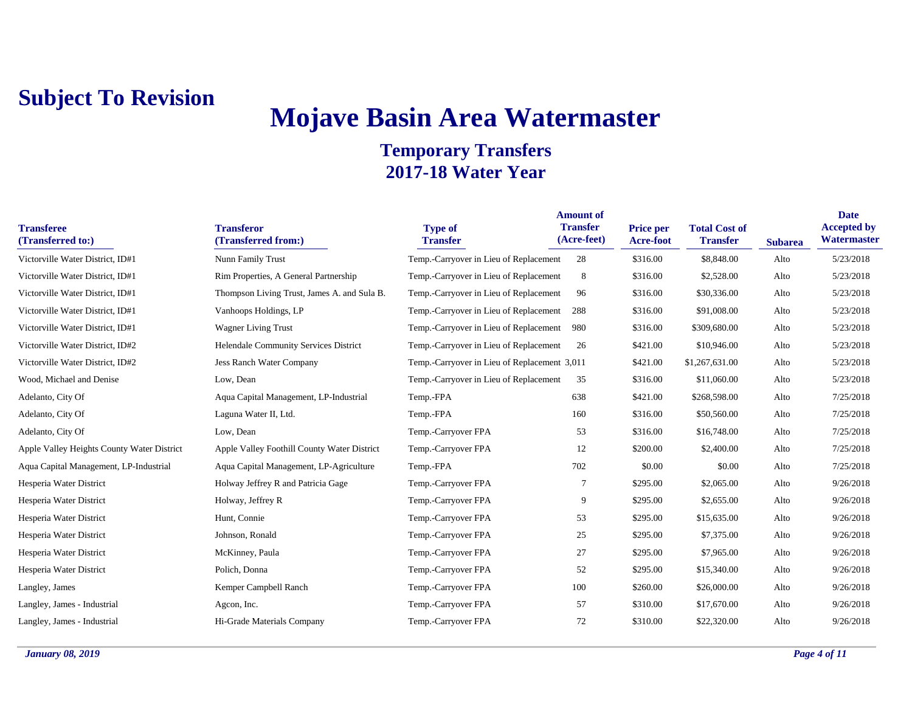**Subject To Revision**

# Mojave Basin Area Watermaster

## Temporary Transfers
## 2017-18 Water Year

| Transferee (Transferred to:) | Transferor (Transferred from:) | Type of Transfer | Amount of Transfer (Acre-feet) | Price per Acre-foot | Total Cost of Transfer | Subarea | Date Accepted by Watermaster |
|---|---|---|---|---|---|---|---|
| Victorville Water District, ID#1 | Nunn Family Trust | Temp.-Carryover in Lieu of Replacement | 28 | $316.00 | $8,848.00 | Alto | 5/23/2018 |
| Victorville Water District, ID#1 | Rim Properties, A General Partnership | Temp.-Carryover in Lieu of Replacement | 8 | $316.00 | $2,528.00 | Alto | 5/23/2018 |
| Victorville Water District, ID#1 | Thompson Living Trust, James A. and Sula B. | Temp.-Carryover in Lieu of Replacement | 96 | $316.00 | $30,336.00 | Alto | 5/23/2018 |
| Victorville Water District, ID#1 | Vanhoops Holdings, LP | Temp.-Carryover in Lieu of Replacement | 288 | $316.00 | $91,008.00 | Alto | 5/23/2018 |
| Victorville Water District, ID#1 | Wagner Living Trust | Temp.-Carryover in Lieu of Replacement | 980 | $316.00 | $309,680.00 | Alto | 5/23/2018 |
| Victorville Water District, ID#2 | Helendale Community Services District | Temp.-Carryover in Lieu of Replacement | 26 | $421.00 | $10,946.00 | Alto | 5/23/2018 |
| Victorville Water District, ID#2 | Jess Ranch Water Company | Temp.-Carryover in Lieu of Replacement | 3,011 | $421.00 | $1,267,631.00 | Alto | 5/23/2018 |
| Wood, Michael and Denise | Low, Dean | Temp.-Carryover in Lieu of Replacement | 35 | $316.00 | $11,060.00 | Alto | 5/23/2018 |
| Adelanto, City Of | Aqua Capital Management, LP-Industrial | Temp.-FPA | 638 | $421.00 | $268,598.00 | Alto | 7/25/2018 |
| Adelanto, City Of | Laguna Water II, Ltd. | Temp.-FPA | 160 | $316.00 | $50,560.00 | Alto | 7/25/2018 |
| Adelanto, City Of | Low, Dean | Temp.-Carryover FPA | 53 | $316.00 | $16,748.00 | Alto | 7/25/2018 |
| Apple Valley Heights County Water District | Apple Valley Foothill County Water District | Temp.-Carryover FPA | 12 | $200.00 | $2,400.00 | Alto | 7/25/2018 |
| Aqua Capital Management, LP-Industrial | Aqua Capital Management, LP-Agriculture | Temp.-FPA | 702 | $0.00 | $0.00 | Alto | 7/25/2018 |
| Hesperia Water District | Holway Jeffrey R and Patricia Gage | Temp.-Carryover FPA | 7 | $295.00 | $2,065.00 | Alto | 9/26/2018 |
| Hesperia Water District | Holway, Jeffrey R | Temp.-Carryover FPA | 9 | $295.00 | $2,655.00 | Alto | 9/26/2018 |
| Hesperia Water District | Hunt, Connie | Temp.-Carryover FPA | 53 | $295.00 | $15,635.00 | Alto | 9/26/2018 |
| Hesperia Water District | Johnson, Ronald | Temp.-Carryover FPA | 25 | $295.00 | $7,375.00 | Alto | 9/26/2018 |
| Hesperia Water District | McKinney, Paula | Temp.-Carryover FPA | 27 | $295.00 | $7,965.00 | Alto | 9/26/2018 |
| Hesperia Water District | Polich, Donna | Temp.-Carryover FPA | 52 | $295.00 | $15,340.00 | Alto | 9/26/2018 |
| Langley, James | Kemper Campbell Ranch | Temp.-Carryover FPA | 100 | $260.00 | $26,000.00 | Alto | 9/26/2018 |
| Langley, James - Industrial | Agcon, Inc. | Temp.-Carryover FPA | 57 | $310.00 | $17,670.00 | Alto | 9/26/2018 |
| Langley, James - Industrial | Hi-Grade Materials Company | Temp.-Carryover FPA | 72 | $310.00 | $22,320.00 | Alto | 9/26/2018 |

*January 08, 2019*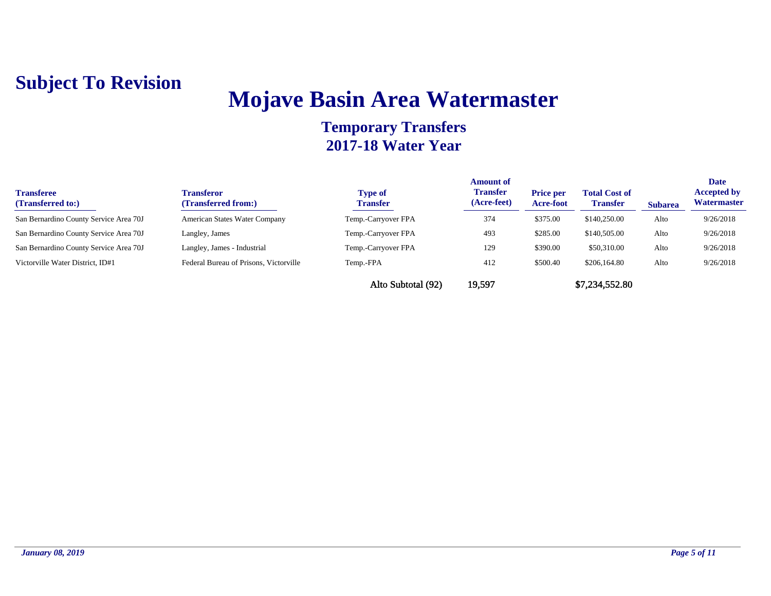**Subject To Revision**

# Mojave Basin Area Watermaster

## Temporary Transfers
## 2017-18 Water Year

| Transferee (Transferred to:) | Transferor (Transferred from:) | Type of Transfer | Amount of Transfer (Acre-feet) | Price per Acre-foot | Total Cost of Transfer | Subarea | Date Accepted by Watermaster |
|---|---|---|---|---|---|---|---|
| San Bernardino County Service Area 70J | American States Water Company | Temp.-Carryover FPA | 374 | $375.00 | $140,250.00 | Alto | 9/26/2018 |
| San Bernardino County Service Area 70J | Langley, James | Temp.-Carryover FPA | 493 | $285.00 | $140,505.00 | Alto | 9/26/2018 |
| San Bernardino County Service Area 70J | Langley, James - Industrial | Temp.-Carryover FPA | 129 | $390.00 | $50,310.00 | Alto | 9/26/2018 |
| Victorville Water District, ID#1 | Federal Bureau of Prisons, Victorville | Temp.-FPA | 412 | $500.40 | $206,164.80 | Alto | 9/26/2018 |
| | | Alto Subtotal (92) | 19,597 | | $7,234,552.80 | | |

*January 08, 2019*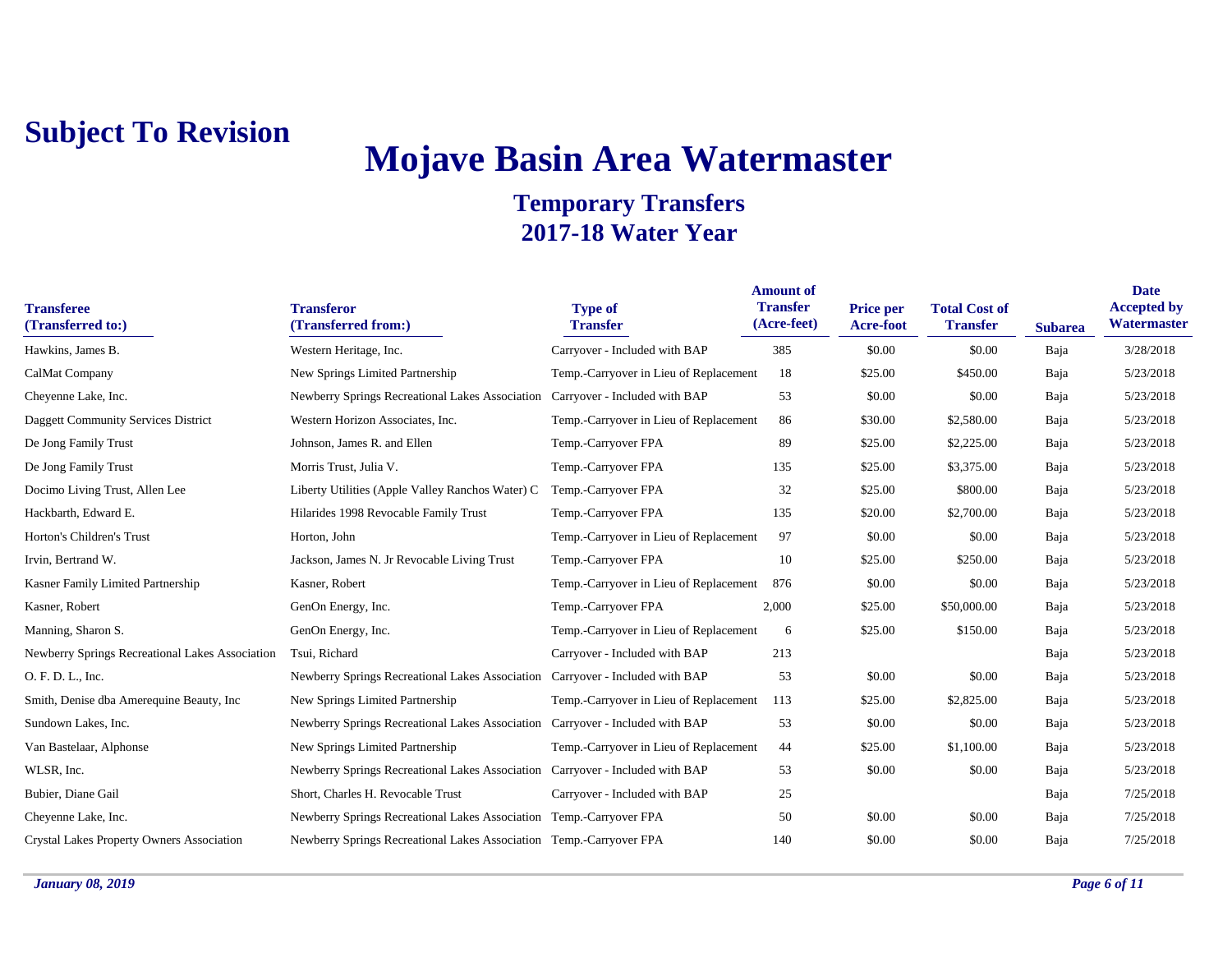**Subject To Revision**

# Mojave Basin Area Watermaster

## Temporary Transfers
## 2017-18 Water Year

| Transferee (Transferred to:) | Transferor (Transferred from:) | Type of Transfer | Amount of Transfer (Acre-feet) | Price per Acre-foot | Total Cost of Transfer | Subarea | Date Accepted by Watermaster |
|---|---|---|---|---|---|---|---|
| Hawkins, James B. | Western Heritage, Inc. | Carryover - Included with BAP | 385 | $0.00 | $0.00 | Baja | 3/28/2018 |
| CalMat Company | New Springs Limited Partnership | Temp.-Carryover in Lieu of Replacement | 18 | $25.00 | $450.00 | Baja | 5/23/2018 |
| Cheyenne Lake, Inc. | Newberry Springs Recreational Lakes Association | Carryover - Included with BAP | 53 | $0.00 | $0.00 | Baja | 5/23/2018 |
| Daggett Community Services District | Western Horizon Associates, Inc. | Temp.-Carryover in Lieu of Replacement | 86 | $30.00 | $2,580.00 | Baja | 5/23/2018 |
| De Jong Family Trust | Johnson, James R. and Ellen | Temp.-Carryover FPA | 89 | $25.00 | $2,225.00 | Baja | 5/23/2018 |
| De Jong Family Trust | Morris Trust, Julia V. | Temp.-Carryover FPA | 135 | $25.00 | $3,375.00 | Baja | 5/23/2018 |
| Docimo Living Trust, Allen Lee | Liberty Utilities (Apple Valley Ranchos Water) C | Temp.-Carryover FPA | 32 | $25.00 | $800.00 | Baja | 5/23/2018 |
| Hackbarth, Edward E. | Hilarides 1998 Revocable Family Trust | Temp.-Carryover FPA | 135 | $20.00 | $2,700.00 | Baja | 5/23/2018 |
| Horton's Children's Trust | Horton, John | Temp.-Carryover in Lieu of Replacement | 97 | $0.00 | $0.00 | Baja | 5/23/2018 |
| Irvin, Bertrand W. | Jackson, James N. Jr Revocable Living Trust | Temp.-Carryover FPA | 10 | $25.00 | $250.00 | Baja | 5/23/2018 |
| Kasner Family Limited Partnership | Kasner, Robert | Temp.-Carryover in Lieu of Replacement | 876 | $0.00 | $0.00 | Baja | 5/23/2018 |
| Kasner, Robert | GenOn Energy, Inc. | Temp.-Carryover FPA | 2,000 | $25.00 | $50,000.00 | Baja | 5/23/2018 |
| Manning, Sharon S. | GenOn Energy, Inc. | Temp.-Carryover in Lieu of Replacement | 6 | $25.00 | $150.00 | Baja | 5/23/2018 |
| Newberry Springs Recreational Lakes Association | Tsui, Richard | Carryover - Included with BAP | 213 | | | Baja | 5/23/2018 |
| O. F. D. L., Inc. | Newberry Springs Recreational Lakes Association | Carryover - Included with BAP | 53 | $0.00 | $0.00 | Baja | 5/23/2018 |
| Smith, Denise dba Amerequine Beauty, Inc | New Springs Limited Partnership | Temp.-Carryover in Lieu of Replacement | 113 | $25.00 | $2,825.00 | Baja | 5/23/2018 |
| Sundown Lakes, Inc. | Newberry Springs Recreational Lakes Association | Carryover - Included with BAP | 53 | $0.00 | $0.00 | Baja | 5/23/2018 |
| Van Bastelaar, Alphonse | New Springs Limited Partnership | Temp.-Carryover in Lieu of Replacement | 44 | $25.00 | $1,100.00 | Baja | 5/23/2018 |
| WLSR, Inc. | Newberry Springs Recreational Lakes Association | Carryover - Included with BAP | 53 | $0.00 | $0.00 | Baja | 5/23/2018 |
| Bubier, Diane Gail | Short, Charles H. Revocable Trust | Carryover - Included with BAP | 25 | | | Baja | 7/25/2018 |
| Cheyenne Lake, Inc. | Newberry Springs Recreational Lakes Association | Temp.-Carryover FPA | 50 | $0.00 | $0.00 | Baja | 7/25/2018 |
| Crystal Lakes Property Owners Association | Newberry Springs Recreational Lakes Association | Temp.-Carryover FPA | 140 | $0.00 | $0.00 | Baja | 7/25/2018 |

*January 08, 2019*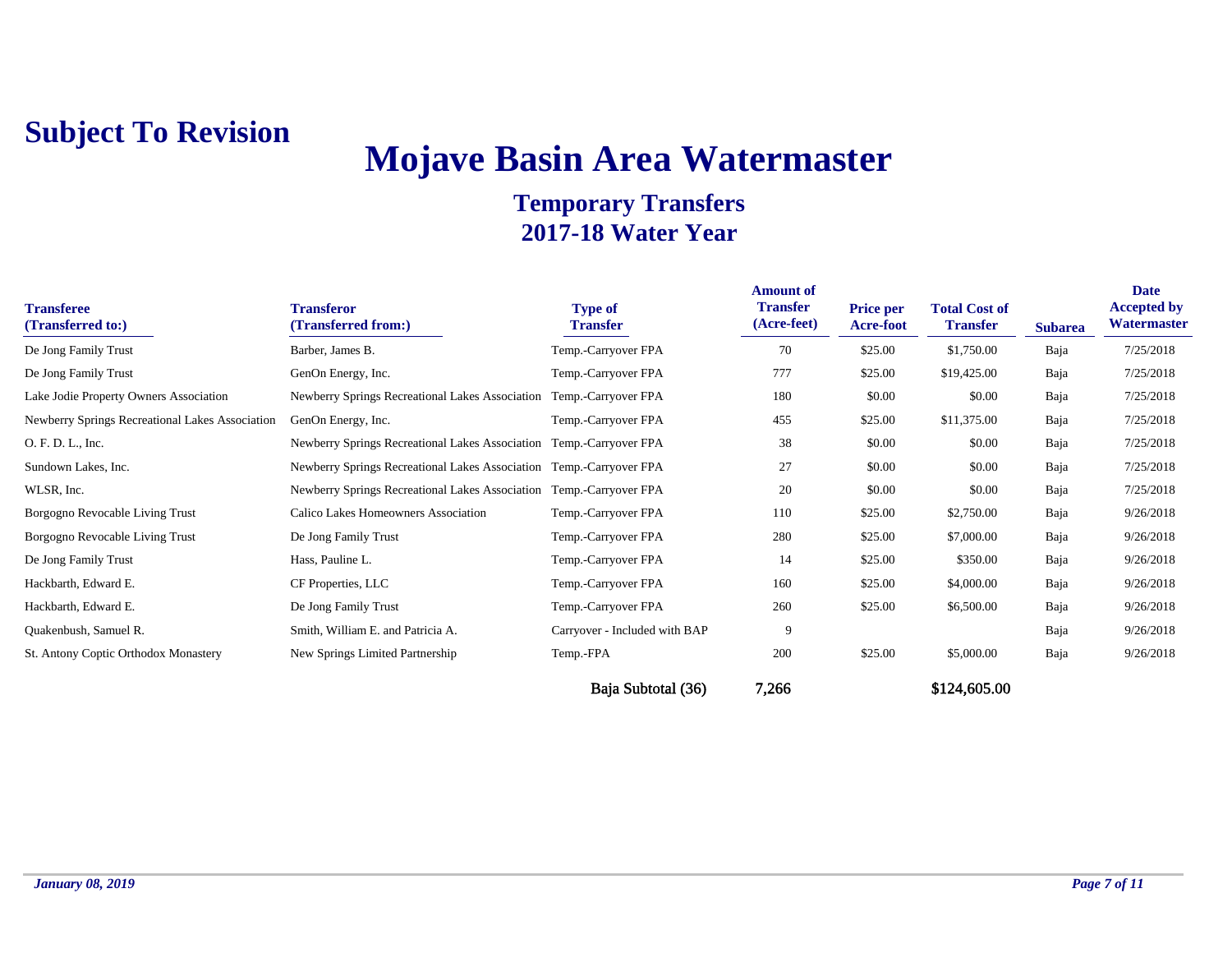**Subject To Revision**

# Mojave Basin Area Watermaster

## Temporary Transfers
## 2017-18 Water Year

| Transferee (Transferred to:) | Transferor (Transferred from:) | Type of Transfer | Amount of Transfer (Acre-feet) | Price per Acre-foot | Total Cost of Transfer | Subarea | Date Accepted by Watermaster |
|---|---|---|---|---|---|---|---|
| De Jong Family Trust | Barber, James B. | Temp.-Carryover FPA | 70 | $25.00 | $1,750.00 | Baja | 7/25/2018 |
| De Jong Family Trust | GenOn Energy, Inc. | Temp.-Carryover FPA | 777 | $25.00 | $19,425.00 | Baja | 7/25/2018 |
| Lake Jodie Property Owners Association | Newberry Springs Recreational Lakes Association | Temp.-Carryover FPA | 180 | $0.00 | $0.00 | Baja | 7/25/2018 |
| Newberry Springs Recreational Lakes Association | GenOn Energy, Inc. | Temp.-Carryover FPA | 455 | $25.00 | $11,375.00 | Baja | 7/25/2018 |
| O. F. D. L., Inc. | Newberry Springs Recreational Lakes Association | Temp.-Carryover FPA | 38 | $0.00 | $0.00 | Baja | 7/25/2018 |
| Sundown Lakes, Inc. | Newberry Springs Recreational Lakes Association | Temp.-Carryover FPA | 27 | $0.00 | $0.00 | Baja | 7/25/2018 |
| WLSR, Inc. | Newberry Springs Recreational Lakes Association | Temp.-Carryover FPA | 20 | $0.00 | $0.00 | Baja | 7/25/2018 |
| Borgogno Revocable Living Trust | Calico Lakes Homeowners Association | Temp.-Carryover FPA | 110 | $25.00 | $2,750.00 | Baja | 9/26/2018 |
| Borgogno Revocable Living Trust | De Jong Family Trust | Temp.-Carryover FPA | 280 | $25.00 | $7,000.00 | Baja | 9/26/2018 |
| De Jong Family Trust | Hass, Pauline L. | Temp.-Carryover FPA | 14 | $25.00 | $350.00 | Baja | 9/26/2018 |
| Hackbarth, Edward E. | CF Properties, LLC | Temp.-Carryover FPA | 160 | $25.00 | $4,000.00 | Baja | 9/26/2018 |
| Hackbarth, Edward E. | De Jong Family Trust | Temp.-Carryover FPA | 260 | $25.00 | $6,500.00 | Baja | 9/26/2018 |
| Quakenbush, Samuel R. | Smith, William E. and Patricia A. | Carryover - Included with BAP | 9 | | | Baja | 9/26/2018 |
| St. Antony Coptic Orthodox Monastery | New Springs Limited Partnership | Temp.-FPA | 200 | $25.00 | $5,000.00 | Baja | 9/26/2018 |
| | | Baja Subtotal (36) | 7,266 | | $124,605.00 | | |

*January 08, 2019*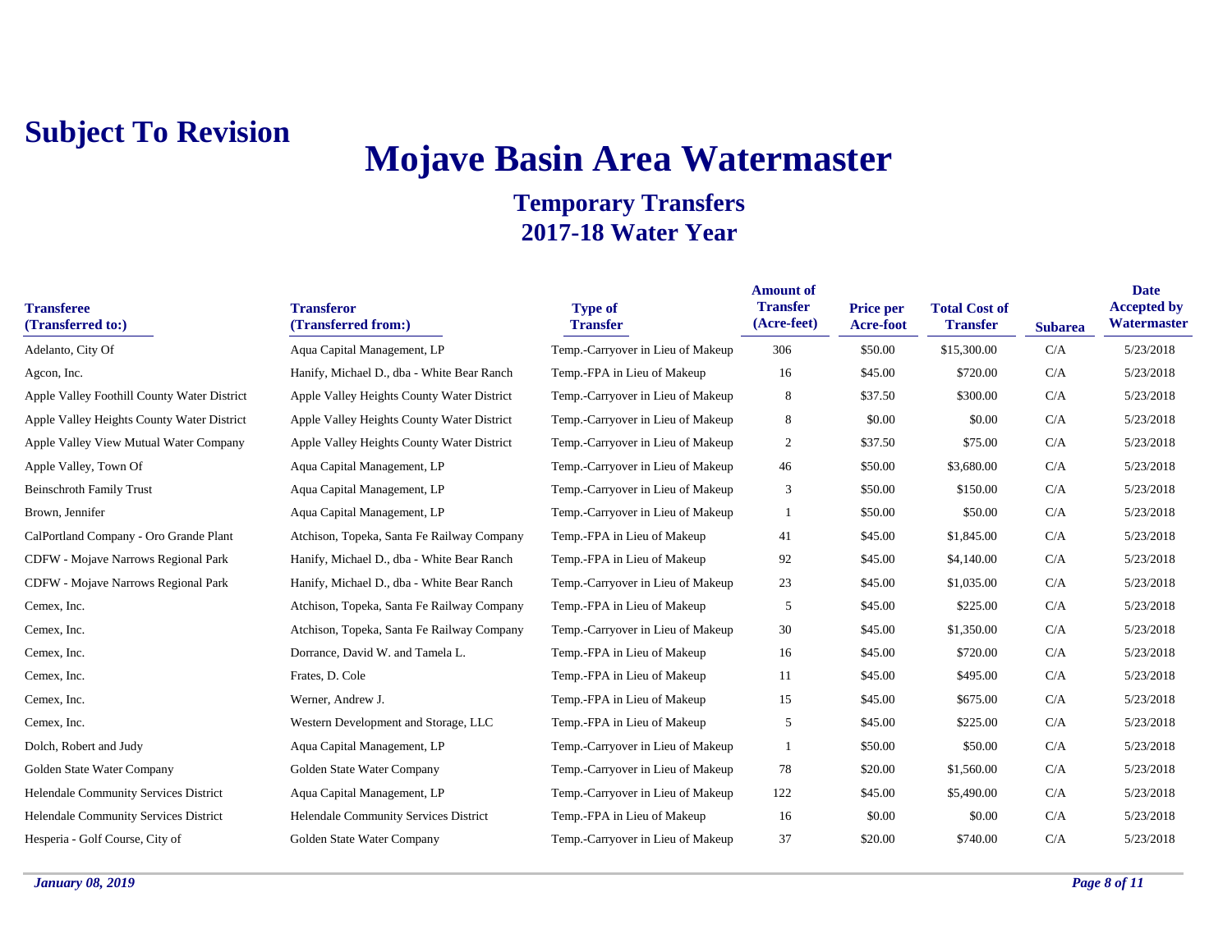**Subject To Revision**

# Mojave Basin Area Watermaster

## Temporary Transfers
## 2017-18 Water Year

| Transferee (Transferred to:) | Transferor (Transferred from:) | Type of Transfer | Amount of Transfer (Acre-feet) | Price per Acre-foot | Total Cost of Transfer | Subarea | Date Accepted by Watermaster |
|---|---|---|---|---|---|---|---|
| Adelanto, City Of | Aqua Capital Management, LP | Temp.-Carryover in Lieu of Makeup | 306 | $50.00 | $15,300.00 | C/A | 5/23/2018 |
| Agcon, Inc. | Hanify, Michael D., dba - White Bear Ranch | Temp.-FPA in Lieu of Makeup | 16 | $45.00 | $720.00 | C/A | 5/23/2018 |
| Apple Valley Foothill County Water District | Apple Valley Heights County Water District | Temp.-Carryover in Lieu of Makeup | 8 | $37.50 | $300.00 | C/A | 5/23/2018 |
| Apple Valley Heights County Water District | Apple Valley Heights County Water District | Temp.-Carryover in Lieu of Makeup | 8 | $0.00 | $0.00 | C/A | 5/23/2018 |
| Apple Valley View Mutual Water Company | Apple Valley Heights County Water District | Temp.-Carryover in Lieu of Makeup | 2 | $37.50 | $75.00 | C/A | 5/23/2018 |
| Apple Valley, Town Of | Aqua Capital Management, LP | Temp.-Carryover in Lieu of Makeup | 46 | $50.00 | $3,680.00 | C/A | 5/23/2018 |
| Beinschroth Family Trust | Aqua Capital Management, LP | Temp.-Carryover in Lieu of Makeup | 3 | $50.00 | $150.00 | C/A | 5/23/2018 |
| Brown, Jennifer | Aqua Capital Management, LP | Temp.-Carryover in Lieu of Makeup | 1 | $50.00 | $50.00 | C/A | 5/23/2018 |
| CalPortland Company - Oro Grande Plant | Atchison, Topeka, Santa Fe Railway Company | Temp.-FPA in Lieu of Makeup | 41 | $45.00 | $1,845.00 | C/A | 5/23/2018 |
| CDFW - Mojave Narrows Regional Park | Hanify, Michael D., dba - White Bear Ranch | Temp.-FPA in Lieu of Makeup | 92 | $45.00 | $4,140.00 | C/A | 5/23/2018 |
| CDFW - Mojave Narrows Regional Park | Hanify, Michael D., dba - White Bear Ranch | Temp.-Carryover in Lieu of Makeup | 23 | $45.00 | $1,035.00 | C/A | 5/23/2018 |
| Cemex, Inc. | Atchison, Topeka, Santa Fe Railway Company | Temp.-FPA in Lieu of Makeup | 5 | $45.00 | $225.00 | C/A | 5/23/2018 |
| Cemex, Inc. | Atchison, Topeka, Santa Fe Railway Company | Temp.-Carryover in Lieu of Makeup | 30 | $45.00 | $1,350.00 | C/A | 5/23/2018 |
| Cemex, Inc. | Dorrance, David W. and Tamela L. | Temp.-FPA in Lieu of Makeup | 16 | $45.00 | $720.00 | C/A | 5/23/2018 |
| Cemex, Inc. | Frates, D. Cole | Temp.-FPA in Lieu of Makeup | 11 | $45.00 | $495.00 | C/A | 5/23/2018 |
| Cemex, Inc. | Werner, Andrew J. | Temp.-FPA in Lieu of Makeup | 15 | $45.00 | $675.00 | C/A | 5/23/2018 |
| Cemex, Inc. | Western Development and Storage, LLC | Temp.-FPA in Lieu of Makeup | 5 | $45.00 | $225.00 | C/A | 5/23/2018 |
| Dolch, Robert and Judy | Aqua Capital Management, LP | Temp.-Carryover in Lieu of Makeup | 1 | $50.00 | $50.00 | C/A | 5/23/2018 |
| Golden State Water Company | Golden State Water Company | Temp.-Carryover in Lieu of Makeup | 78 | $20.00 | $1,560.00 | C/A | 5/23/2018 |
| Helendale Community Services District | Aqua Capital Management, LP | Temp.-Carryover in Lieu of Makeup | 122 | $45.00 | $5,490.00 | C/A | 5/23/2018 |
| Helendale Community Services District | Helendale Community Services District | Temp.-FPA in Lieu of Makeup | 16 | $0.00 | $0.00 | C/A | 5/23/2018 |
| Hesperia - Golf Course, City of | Golden State Water Company | Temp.-Carryover in Lieu of Makeup | 37 | $20.00 | $740.00 | C/A | 5/23/2018 |

*January 08, 2019*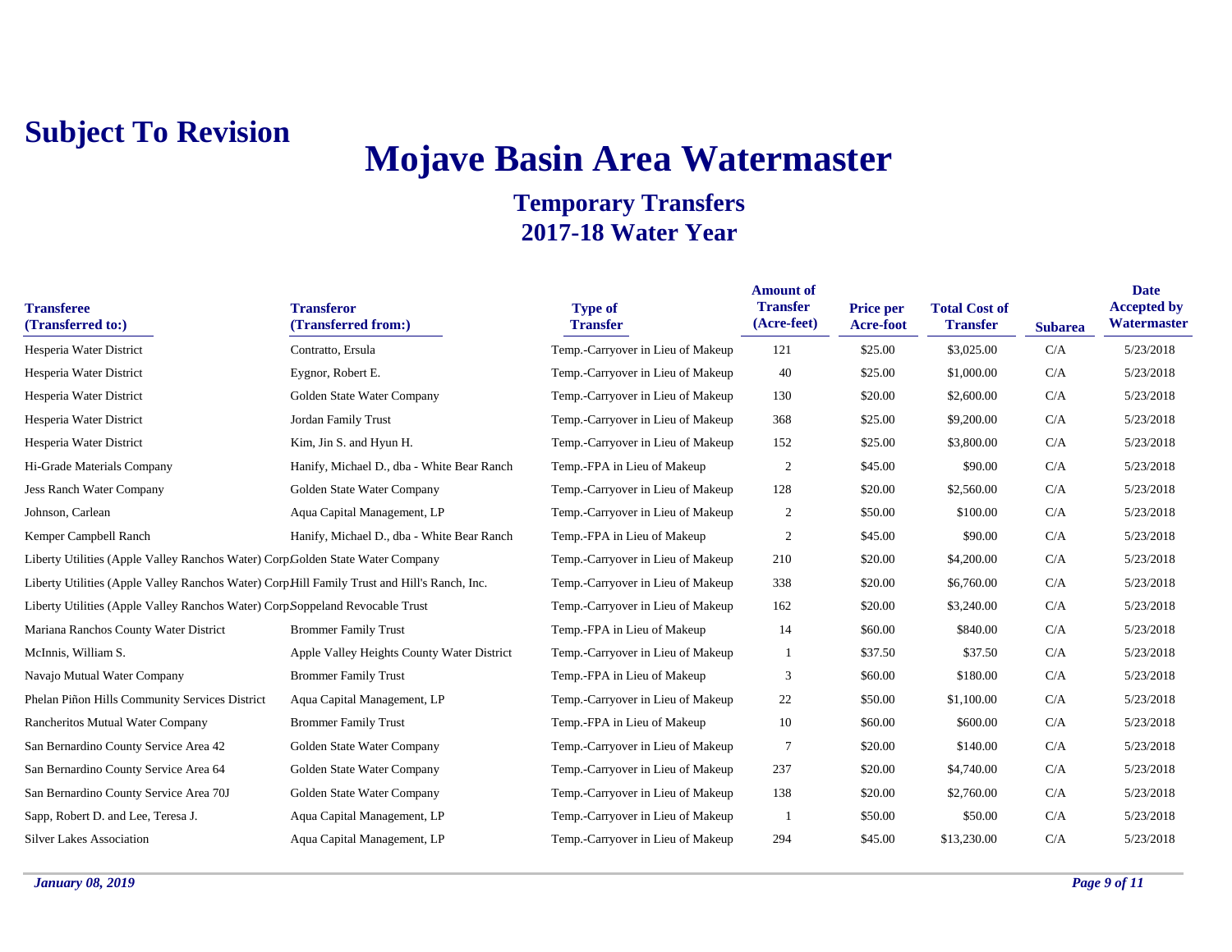**Subject To Revision**

# Mojave Basin Area Watermaster

## Temporary Transfers
## 2017-18 Water Year

| Transferee (Transferred to:) | Transferor (Transferred from:) | Type of Transfer | Amount of Transfer (Acre-feet) | Price per Acre-foot | Total Cost of Transfer | Subarea | Date Accepted by Watermaster |
|---|---|---|---|---|---|---|---|
| Hesperia Water District | Contratto, Ersula | Temp.-Carryover in Lieu of Makeup | 121 | $25.00 | $3,025.00 | C/A | 5/23/2018 |
| Hesperia Water District | Eygnor, Robert E. | Temp.-Carryover in Lieu of Makeup | 40 | $25.00 | $1,000.00 | C/A | 5/23/2018 |
| Hesperia Water District | Golden State Water Company | Temp.-Carryover in Lieu of Makeup | 130 | $20.00 | $2,600.00 | C/A | 5/23/2018 |
| Hesperia Water District | Jordan Family Trust | Temp.-Carryover in Lieu of Makeup | 368 | $25.00 | $9,200.00 | C/A | 5/23/2018 |
| Hesperia Water District | Kim, Jin S. and Hyun H. | Temp.-Carryover in Lieu of Makeup | 152 | $25.00 | $3,800.00 | C/A | 5/23/2018 |
| Hi-Grade Materials Company | Hanify, Michael D., dba - White Bear Ranch | Temp.-FPA in Lieu of Makeup | 2 | $45.00 | $90.00 | C/A | 5/23/2018 |
| Jess Ranch Water Company | Golden State Water Company | Temp.-Carryover in Lieu of Makeup | 128 | $20.00 | $2,560.00 | C/A | 5/23/2018 |
| Johnson, Carlean | Aqua Capital Management, LP | Temp.-Carryover in Lieu of Makeup | 2 | $50.00 | $100.00 | C/A | 5/23/2018 |
| Kemper Campbell Ranch | Hanify, Michael D., dba - White Bear Ranch | Temp.-FPA in Lieu of Makeup | 2 | $45.00 | $90.00 | C/A | 5/23/2018 |
| Liberty Utilities (Apple Valley Ranchos Water) Corp. | Golden State Water Company | Temp.-Carryover in Lieu of Makeup | 210 | $20.00 | $4,200.00 | C/A | 5/23/2018 |
| Liberty Utilities (Apple Valley Ranchos Water) Corp. | Hill Family Trust and Hill's Ranch, Inc. | Temp.-Carryover in Lieu of Makeup | 338 | $20.00 | $6,760.00 | C/A | 5/23/2018 |
| Liberty Utilities (Apple Valley Ranchos Water) Corp. | Soppeland Revocable Trust | Temp.-Carryover in Lieu of Makeup | 162 | $20.00 | $3,240.00 | C/A | 5/23/2018 |
| Mariana Ranchos County Water District | Brommer Family Trust | Temp.-FPA in Lieu of Makeup | 14 | $60.00 | $840.00 | C/A | 5/23/2018 |
| McInnis, William S. | Apple Valley Heights County Water District | Temp.-Carryover in Lieu of Makeup | 1 | $37.50 | $37.50 | C/A | 5/23/2018 |
| Navajo Mutual Water Company | Brommer Family Trust | Temp.-FPA in Lieu of Makeup | 3 | $60.00 | $180.00 | C/A | 5/23/2018 |
| Phelan Piñon Hills Community Services District | Aqua Capital Management, LP | Temp.-Carryover in Lieu of Makeup | 22 | $50.00 | $1,100.00 | C/A | 5/23/2018 |
| Rancheritos Mutual Water Company | Brommer Family Trust | Temp.-FPA in Lieu of Makeup | 10 | $60.00 | $600.00 | C/A | 5/23/2018 |
| San Bernardino County Service Area 42 | Golden State Water Company | Temp.-Carryover in Lieu of Makeup | 7 | $20.00 | $140.00 | C/A | 5/23/2018 |
| San Bernardino County Service Area 64 | Golden State Water Company | Temp.-Carryover in Lieu of Makeup | 237 | $20.00 | $4,740.00 | C/A | 5/23/2018 |
| San Bernardino County Service Area 70J | Golden State Water Company | Temp.-Carryover in Lieu of Makeup | 138 | $20.00 | $2,760.00 | C/A | 5/23/2018 |
| Sapp, Robert D. and Lee, Teresa J. | Aqua Capital Management, LP | Temp.-Carryover in Lieu of Makeup | 1 | $50.00 | $50.00 | C/A | 5/23/2018 |
| Silver Lakes Association | Aqua Capital Management, LP | Temp.-Carryover in Lieu of Makeup | 294 | $45.00 | $13,230.00 | C/A | 5/23/2018 |

*January 08, 2019*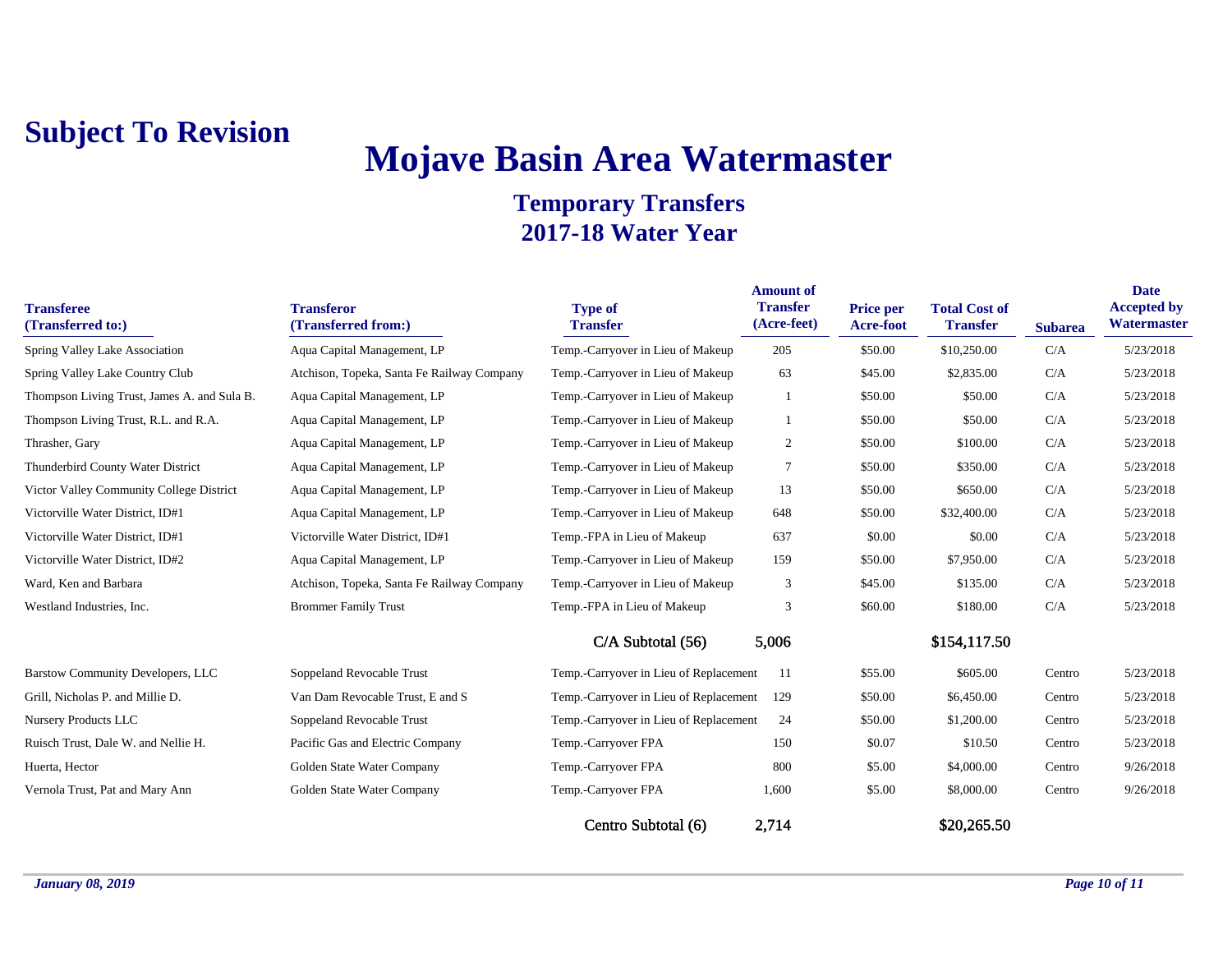**Subject To Revision**

# Mojave Basin Area Watermaster

## Temporary Transfers
## 2017-18 Water Year

| Transferee (Transferred to:) | Transferor (Transferred from:) | Type of Transfer | Amount of Transfer (Acre-feet) | Price per Acre-foot | Total Cost of Transfer | Subarea | Date Accepted by Watermaster |
|---|---|---|---|---|---|---|---|
| Spring Valley Lake Association | Aqua Capital Management, LP | Temp.-Carryover in Lieu of Makeup | 205 | $50.00 | $10,250.00 | C/A | 5/23/2018 |
| Spring Valley Lake Country Club | Atchison, Topeka, Santa Fe Railway Company | Temp.-Carryover in Lieu of Makeup | 63 | $45.00 | $2,835.00 | C/A | 5/23/2018 |
| Thompson Living Trust, James A. and Sula B. | Aqua Capital Management, LP | Temp.-Carryover in Lieu of Makeup | 1 | $50.00 | $50.00 | C/A | 5/23/2018 |
| Thompson Living Trust, R.L. and R.A. | Aqua Capital Management, LP | Temp.-Carryover in Lieu of Makeup | 1 | $50.00 | $50.00 | C/A | 5/23/2018 |
| Thrasher, Gary | Aqua Capital Management, LP | Temp.-Carryover in Lieu of Makeup | 2 | $50.00 | $100.00 | C/A | 5/23/2018 |
| Thunderbird County Water District | Aqua Capital Management, LP | Temp.-Carryover in Lieu of Makeup | 7 | $50.00 | $350.00 | C/A | 5/23/2018 |
| Victor Valley Community College District | Aqua Capital Management, LP | Temp.-Carryover in Lieu of Makeup | 13 | $50.00 | $650.00 | C/A | 5/23/2018 |
| Victorville Water District, ID#1 | Aqua Capital Management, LP | Temp.-Carryover in Lieu of Makeup | 648 | $50.00 | $32,400.00 | C/A | 5/23/2018 |
| Victorville Water District, ID#1 | Victorville Water District, ID#1 | Temp.-FPA in Lieu of Makeup | 637 | $0.00 | $0.00 | C/A | 5/23/2018 |
| Victorville Water District, ID#2 | Aqua Capital Management, LP | Temp.-Carryover in Lieu of Makeup | 159 | $50.00 | $7,950.00 | C/A | 5/23/2018 |
| Ward, Ken and Barbara | Atchison, Topeka, Santa Fe Railway Company | Temp.-Carryover in Lieu of Makeup | 3 | $45.00 | $135.00 | C/A | 5/23/2018 |
| Westland Industries, Inc. | Brommer Family Trust | Temp.-FPA in Lieu of Makeup | 3 | $60.00 | $180.00 | C/A | 5/23/2018 |
| | | C/A Subtotal (56) | 5,006 | | $154,117.50 | | |
| Barstow Community Developers, LLC | Soppeland Revocable Trust | Temp.-Carryover in Lieu of Replacement | 11 | $55.00 | $605.00 | Centro | 5/23/2018 |
| Grill, Nicholas P. and Millie D. | Van Dam Revocable Trust, E and S | Temp.-Carryover in Lieu of Replacement | 129 | $50.00 | $6,450.00 | Centro | 5/23/2018 |
| Nursery Products LLC | Soppeland Revocable Trust | Temp.-Carryover in Lieu of Replacement | 24 | $50.00 | $1,200.00 | Centro | 5/23/2018 |
| Ruisch Trust, Dale W. and Nellie H. | Pacific Gas and Electric Company | Temp.-Carryover FPA | 150 | $0.07 | $10.50 | Centro | 5/23/2018 |
| Huerta, Hector | Golden State Water Company | Temp.-Carryover FPA | 800 | $5.00 | $4,000.00 | Centro | 9/26/2018 |
| Vernola Trust, Pat and Mary Ann | Golden State Water Company | Temp.-Carryover FPA | 1,600 | $5.00 | $8,000.00 | Centro | 9/26/2018 |
| | | Centro Subtotal (6) | 2,714 | | $20,265.50 | | |

*January 08, 2019*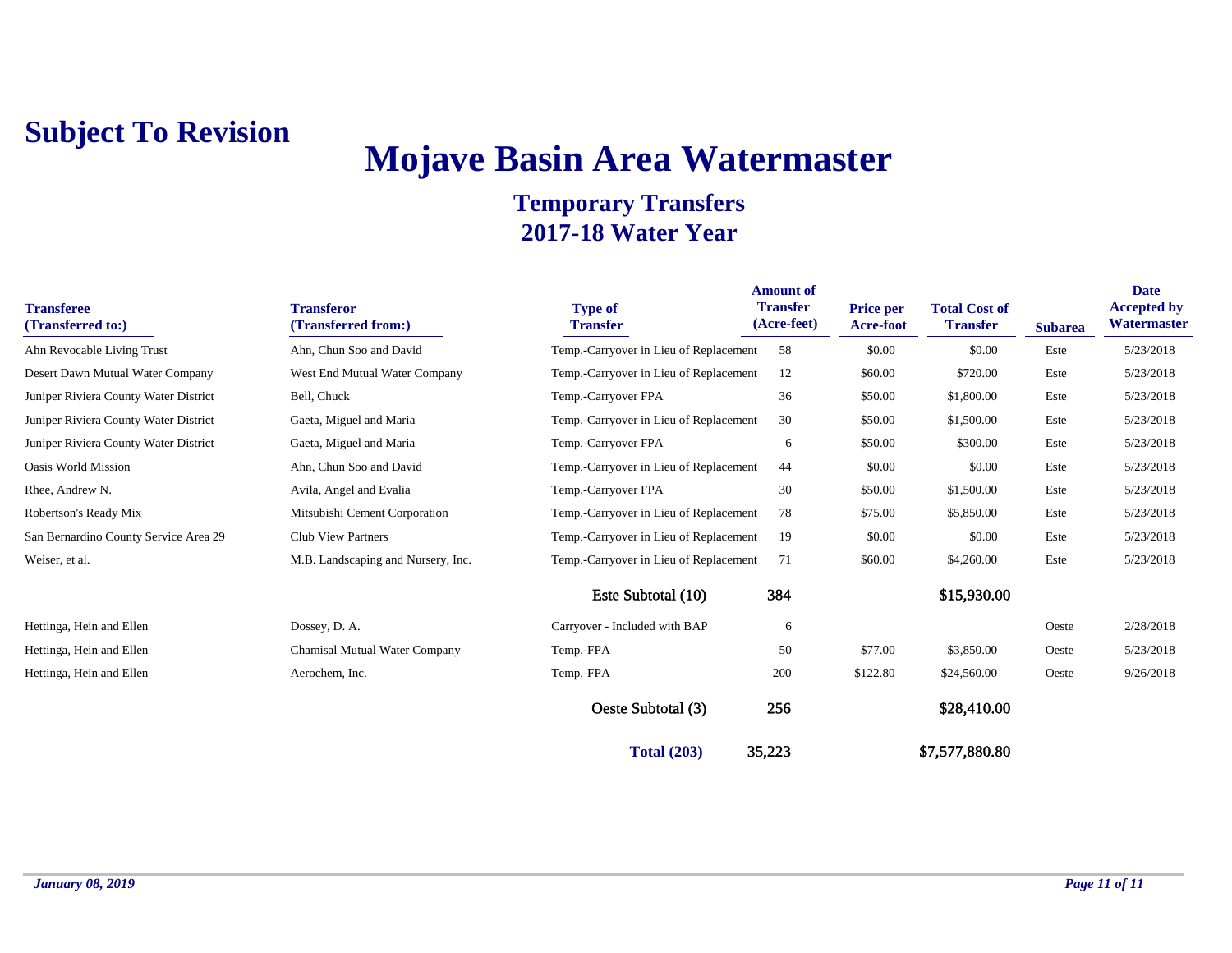**Subject To Revision**

# Mojave Basin Area Watermaster

## Temporary Transfers
## 2017-18 Water Year

| Transferee (Transferred to:) | Transferor (Transferred from:) | Type of Transfer | Amount of Transfer (Acre-feet) | Price per Acre-foot | Total Cost of Transfer | Subarea | Date Accepted by Watermaster |
|---|---|---|---|---|---|---|---|
| Ahn Revocable Living Trust | Ahn, Chun Soo and David | Temp.-Carryover in Lieu of Replacement | 58 | $0.00 | $0.00 | Este | 5/23/2018 |
| Desert Dawn Mutual Water Company | West End Mutual Water Company | Temp.-Carryover in Lieu of Replacement | 12 | $60.00 | $720.00 | Este | 5/23/2018 |
| Juniper Riviera County Water District | Bell, Chuck | Temp.-Carryover FPA | 36 | $50.00 | $1,800.00 | Este | 5/23/2018 |
| Juniper Riviera County Water District | Gaeta, Miguel and Maria | Temp.-Carryover in Lieu of Replacement | 30 | $50.00 | $1,500.00 | Este | 5/23/2018 |
| Juniper Riviera County Water District | Gaeta, Miguel and Maria | Temp.-Carryover FPA | 6 | $50.00 | $300.00 | Este | 5/23/2018 |
| Oasis World Mission | Ahn, Chun Soo and David | Temp.-Carryover in Lieu of Replacement | 44 | $0.00 | $0.00 | Este | 5/23/2018 |
| Rhee, Andrew N. | Avila, Angel and Evalia | Temp.-Carryover FPA | 30 | $50.00 | $1,500.00 | Este | 5/23/2018 |
| Robertson's Ready Mix | Mitsubishi Cement Corporation | Temp.-Carryover in Lieu of Replacement | 78 | $75.00 | $5,850.00 | Este | 5/23/2018 |
| San Bernardino County Service Area 29 | Club View Partners | Temp.-Carryover in Lieu of Replacement | 19 | $0.00 | $0.00 | Este | 5/23/2018 |
| Weiser, et al. | M.B. Landscaping and Nursery, Inc. | Temp.-Carryover in Lieu of Replacement | 71 | $60.00 | $4,260.00 | Este | 5/23/2018 |
| | | Este Subtotal (10) | 384 | | $15,930.00 | | |
| Hettinga, Hein and Ellen | Dossey, D. A. | Carryover - Included with BAP | 6 | | | Oeste | 2/28/2018 |
| Hettinga, Hein and Ellen | Chamisal Mutual Water Company | Temp.-FPA | 50 | $77.00 | $3,850.00 | Oeste | 5/23/2018 |
| Hettinga, Hein and Ellen | Aerochem, Inc. | Temp.-FPA | 200 | $122.80 | $24,560.00 | Oeste | 9/26/2018 |
| | | Oeste Subtotal (3) | 256 | | $28,410.00 | | |
| | | **Total (203)** | 35,223 | | $7,577,880.80 | | |